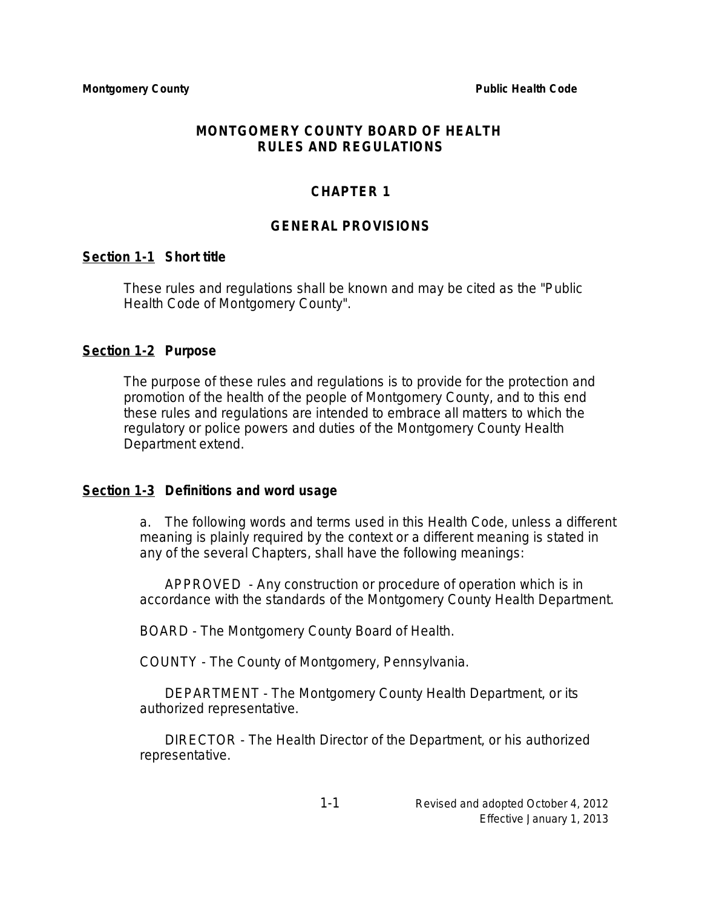# MONTGOMERY COUNTY BOARD OF HEALTH RULES AND REGULATIONS

## CHAPTER 1

## GENERAL PROVISIONS

### Section 1-1 Short title

These rules and regulations shall be known and may be cited as the "Public Health Code of Montgomery County".

### Section 1-2 Purpose

The purpose of these rules and regulations is to provide for the protection and promotion of the health of the people of Montgomery County, and to this end these rules and regulations are intended to embrace all matters to which the regulatory or police powers and duties of the Montgomery County Health Department extend.

### Section 1-3 Definitions and word usage

a. The following words and terms used in this Health Code, unless a different meaning is plainly required by the context or a different meaning is stated in any of the several Chapters, shall have the following meanings:

APPROVED - Any construction or procedure of operation which is in accordance with the standards of the Montgomery County Health Department.

BOARD - The Montgomery County Board of Health.

COUNTY - The County of Montgomery, Pennsylvania.

DEPARTMENT - The Montgomery County Health Department, or its authorized representative.

DIRECTOR - The Health Director of the Department, or his authorized representative.

Revised and adopted October 4, 2012
Effective January 1, 2013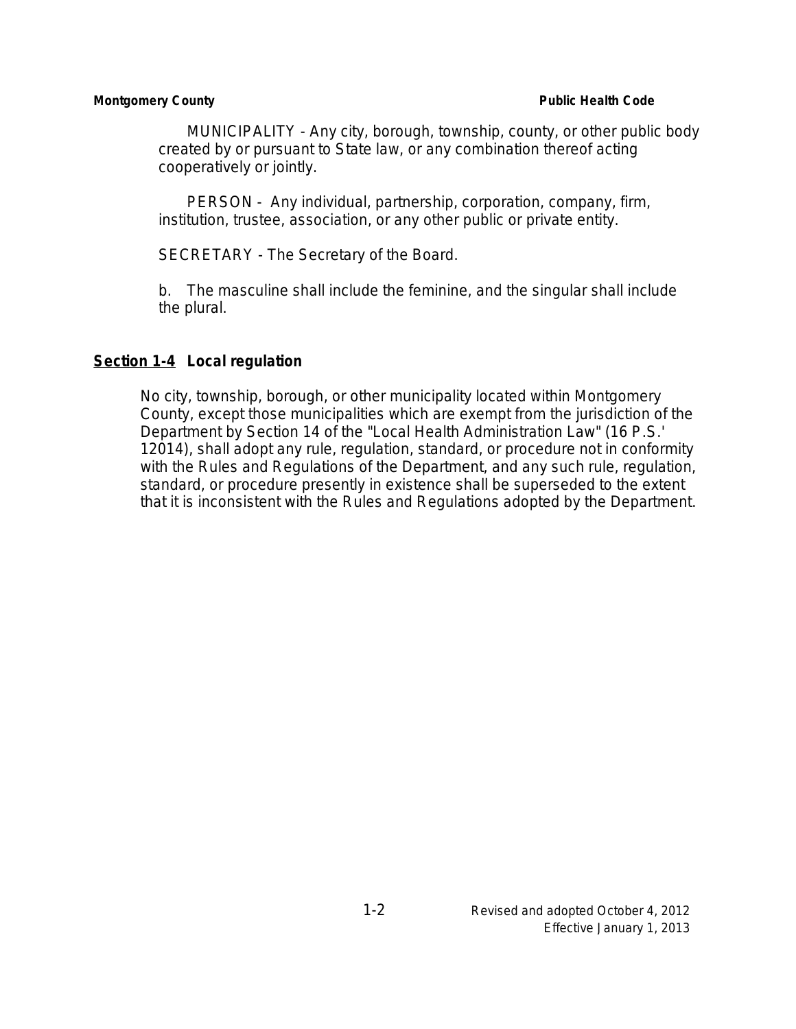MUNICIPALITY - Any city, borough, township, county, or other public body created by or pursuant to State law, or any combination thereof acting cooperatively or jointly.

PERSON - Any individual, partnership, corporation, company, firm, institution, trustee, association, or any other public or private entity.

SECRETARY - The Secretary of the Board.

b. The masculine shall include the feminine, and the singular shall include the plural.

## **<u>Section 1-4</u> Local regulation**

No city, township, borough, or other municipality located within Montgomery County, except those municipalities which are exempt from the jurisdiction of the Department by Section 14 of the "Local Health Administration Law" (16 P.S.' 12014), shall adopt any rule, regulation, standard, or procedure not in conformity with the Rules and Regulations of the Department, and any such rule, regulation, standard, or procedure presently in existence shall be superseded to the extent that it is inconsistent with the Rules and Regulations adopted by the Department.

Revised and adopted October 4, 2012
Effective January 1, 2013